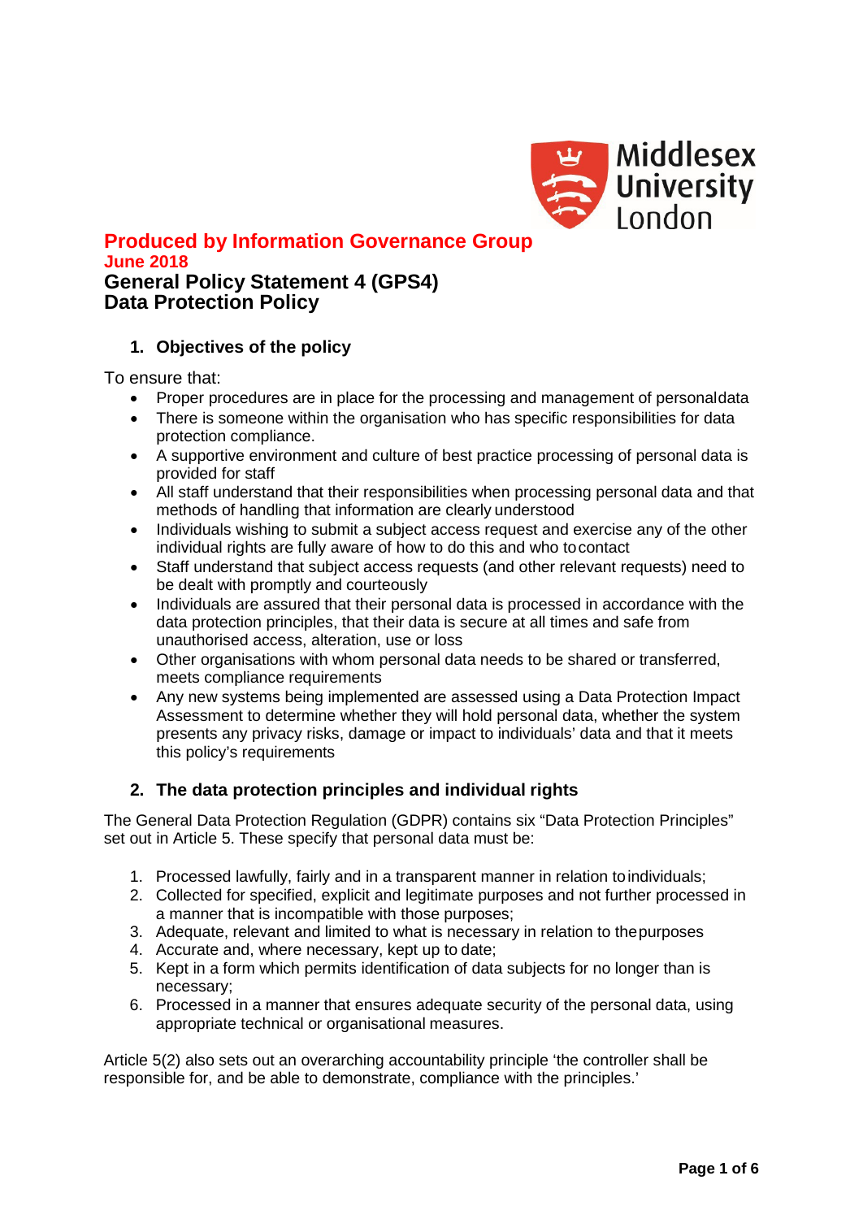**Produced by Information Governance Group**

**June 2018**

# General Policy Statement 4 (GPS4)
# Data Protection Policy

## 1. Objectives of the policy

To ensure that:

- Proper procedures are in place for the processing and management of personal data
- There is someone within the organisation who has specific responsibilities for data protection compliance.
- A supportive environment and culture of best practice processing of personal data is provided for staff
- All staff understand that their responsibilities when processing personal data and that methods of handling that information are clearly understood
- Individuals wishing to submit a subject access request and exercise any of the other individual rights are fully aware of how to do this and who to contact
- Staff understand that subject access requests (and other relevant requests) need to be dealt with promptly and courteously
- Individuals are assured that their personal data is processed in accordance with the data protection principles, that their data is secure at all times and safe from unauthorised access, alteration, use or loss
- Other organisations with whom personal data needs to be shared or transferred, meets compliance requirements
- Any new systems being implemented are assessed using a Data Protection Impact Assessment to determine whether they will hold personal data, whether the system presents any privacy risks, damage or impact to individuals' data and that it meets this policy's requirements

## 2. The data protection principles and individual rights

The General Data Protection Regulation (GDPR) contains six "Data Protection Principles" set out in Article 5. These specify that personal data must be:

1. Processed lawfully, fairly and in a transparent manner in relation to individuals;
2. Collected for specified, explicit and legitimate purposes and not further processed in a manner that is incompatible with those purposes;
3. Adequate, relevant and limited to what is necessary in relation to the purposes
4. Accurate and, where necessary, kept up to date;
5. Kept in a form which permits identification of data subjects for no longer than is necessary;
6. Processed in a manner that ensures adequate security of the personal data, using appropriate technical or organisational measures.

Article 5(2) also sets out an overarching accountability principle 'the controller shall be responsible for, and be able to demonstrate, compliance with the principles.'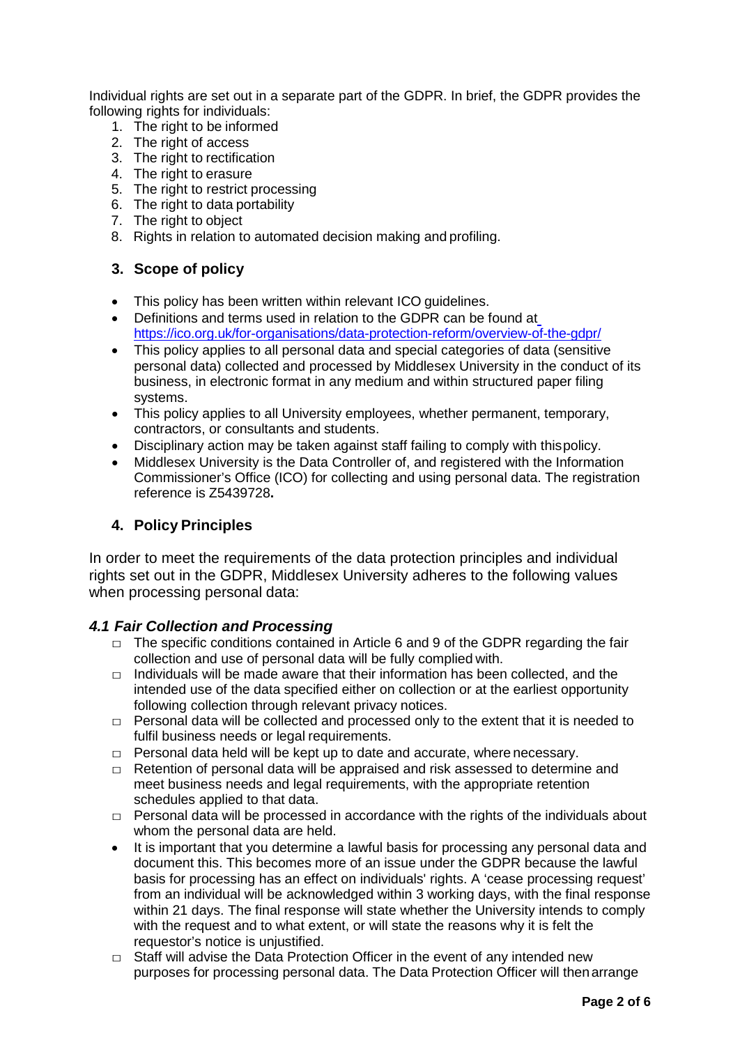Individual rights are set out in a separate part of the GDPR. In brief, the GDPR provides the following rights for individuals:

1. The right to be informed
2. The right of access
3. The right to rectification
4. The right to erasure
5. The right to restrict processing
6. The right to data portability
7. The right to object
8. Rights in relation to automated decision making and profiling.

## 3. Scope of policy

- This policy has been written within relevant ICO guidelines.
- Definitions and terms used in relation to the GDPR can be found at https://ico.org.uk/for-organisations/data-protection-reform/overview-of-the-gdpr/
- This policy applies to all personal data and special categories of data (sensitive personal data) collected and processed by Middlesex University in the conduct of its business, in electronic format in any medium and within structured paper filing systems.
- This policy applies to all University employees, whether permanent, temporary, contractors, or consultants and students.
- Disciplinary action may be taken against staff failing to comply with this policy.
- Middlesex University is the Data Controller of, and registered with the Information Commissioner's Office (ICO) for collecting and using personal data. The registration reference is Z5439728**.**

## 4. Policy Principles

In order to meet the requirements of the data protection principles and individual rights set out in the GDPR, Middlesex University adheres to the following values when processing personal data:

### *4.1 Fair Collection and Processing*

- The specific conditions contained in Article 6 and 9 of the GDPR regarding the fair collection and use of personal data will be fully complied with.
- Individuals will be made aware that their information has been collected, and the intended use of the data specified either on collection or at the earliest opportunity following collection through relevant privacy notices.
- Personal data will be collected and processed only to the extent that it is needed to fulfil business needs or legal requirements.
- Personal data held will be kept up to date and accurate, where necessary.
- Retention of personal data will be appraised and risk assessed to determine and meet business needs and legal requirements, with the appropriate retention schedules applied to that data.
- Personal data will be processed in accordance with the rights of the individuals about whom the personal data are held.
- It is important that you determine a lawful basis for processing any personal data and document this. This becomes more of an issue under the GDPR because the lawful basis for processing has an effect on individuals' rights. A 'cease processing request' from an individual will be acknowledged within 3 working days, with the final response within 21 days. The final response will state whether the University intends to comply with the request and to what extent, or will state the reasons why it is felt the requestor's notice is unjustified.
- Staff will advise the Data Protection Officer in the event of any intended new purposes for processing personal data. The Data Protection Officer will then arrange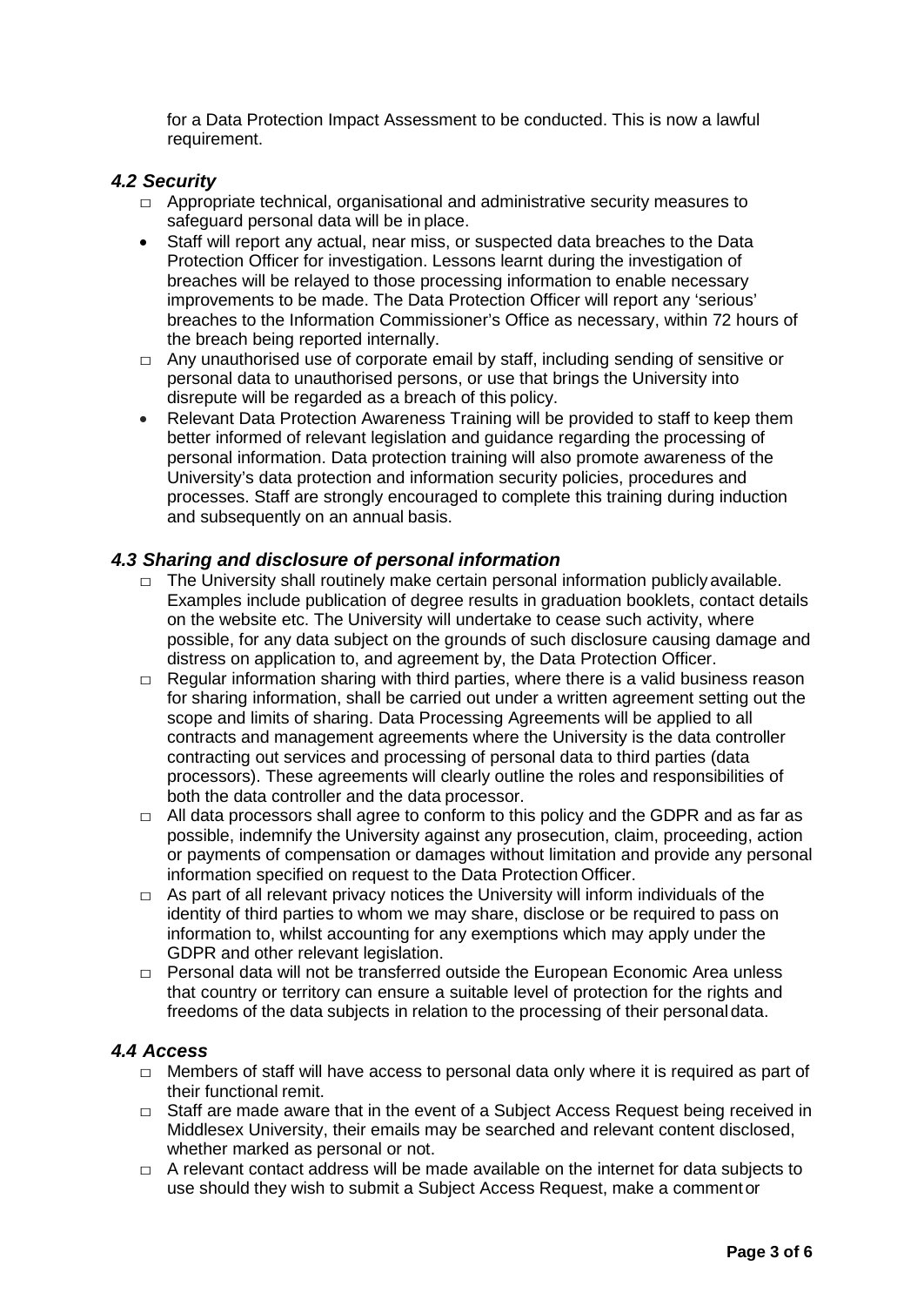for a Data Protection Impact Assessment to be conducted. This is now a lawful requirement.

### *4.2 Security*

- Appropriate technical, organisational and administrative security measures to safeguard personal data will be in place.
- Staff will report any actual, near miss, or suspected data breaches to the Data Protection Officer for investigation. Lessons learnt during the investigation of breaches will be relayed to those processing information to enable necessary improvements to be made. The Data Protection Officer will report any 'serious' breaches to the Information Commissioner's Office as necessary, within 72 hours of the breach being reported internally.
- Any unauthorised use of corporate email by staff, including sending of sensitive or personal data to unauthorised persons, or use that brings the University into disrepute will be regarded as a breach of this policy.
- Relevant Data Protection Awareness Training will be provided to staff to keep them better informed of relevant legislation and guidance regarding the processing of personal information. Data protection training will also promote awareness of the University's data protection and information security policies, procedures and processes. Staff are strongly encouraged to complete this training during induction and subsequently on an annual basis.

### *4.3 Sharing and disclosure of personal information*

- The University shall routinely make certain personal information publicly available. Examples include publication of degree results in graduation booklets, contact details on the website etc. The University will undertake to cease such activity, where possible, for any data subject on the grounds of such disclosure causing damage and distress on application to, and agreement by, the Data Protection Officer.
- Regular information sharing with third parties, where there is a valid business reason for sharing information, shall be carried out under a written agreement setting out the scope and limits of sharing. Data Processing Agreements will be applied to all contracts and management agreements where the University is the data controller contracting out services and processing of personal data to third parties (data processors). These agreements will clearly outline the roles and responsibilities of both the data controller and the data processor.
- All data processors shall agree to conform to this policy and the GDPR and as far as possible, indemnify the University against any prosecution, claim, proceeding, action or payments of compensation or damages without limitation and provide any personal information specified on request to the Data Protection Officer.
- As part of all relevant privacy notices the University will inform individuals of the identity of third parties to whom we may share, disclose or be required to pass on information to, whilst accounting for any exemptions which may apply under the GDPR and other relevant legislation.
- Personal data will not be transferred outside the European Economic Area unless that country or territory can ensure a suitable level of protection for the rights and freedoms of the data subjects in relation to the processing of their personal data.

### *4.4 Access*

- Members of staff will have access to personal data only where it is required as part of their functional remit.
- Staff are made aware that in the event of a Subject Access Request being received in Middlesex University, their emails may be searched and relevant content disclosed, whether marked as personal or not.
- A relevant contact address will be made available on the internet for data subjects to use should they wish to submit a Subject Access Request, make a comment or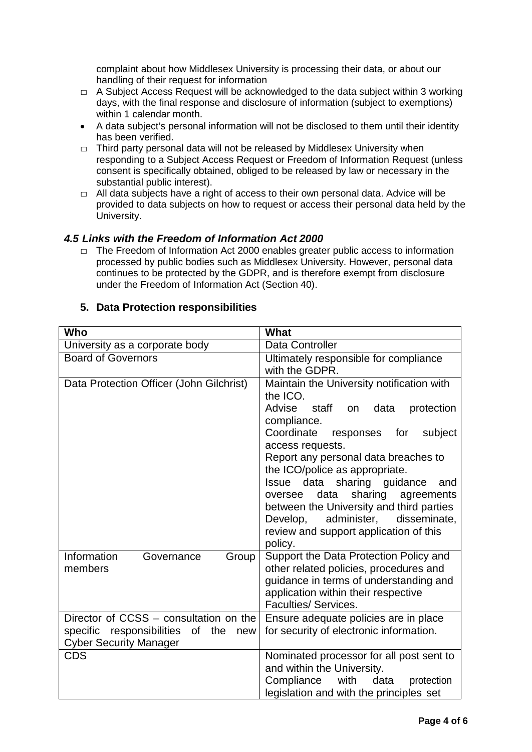complaint about how Middlesex University is processing their data, or about our handling of their request for information

- A Subject Access Request will be acknowledged to the data subject within 3 working days, with the final response and disclosure of information (subject to exemptions) within 1 calendar month.
- A data subject's personal information will not be disclosed to them until their identity has been verified.
- Third party personal data will not be released by Middlesex University when responding to a Subject Access Request or Freedom of Information Request (unless consent is specifically obtained, obliged to be released by law or necessary in the substantial public interest).
- All data subjects have a right of access to their own personal data. Advice will be provided to data subjects on how to request or access their personal data held by the University.

### *4.5 Links with the Freedom of Information Act 2000*

- The Freedom of Information Act 2000 enables greater public access to information processed by public bodies such as Middlesex University. However, personal data continues to be protected by the GDPR, and is therefore exempt from disclosure under the Freedom of Information Act (Section 40).

## 5. Data Protection responsibilities

| Who | What |
|---|---|
| University as a corporate body | Data Controller |
| Board of Governors | Ultimately responsible for compliance with the GDPR. |
| Data Protection Officer (John Gilchrist) | Maintain the University notification with the ICO.<br>Advise staff on data protection compliance.<br>Coordinate responses for subject access requests.<br>Report any personal data breaches to the ICO/police as appropriate.<br>Issue data sharing guidance and oversee data sharing agreements between the University and third parties<br>Develop, administer, disseminate, review and support application of this policy. |
| Information Governance Group members | Support the Data Protection Policy and other related policies, procedures and guidance in terms of understanding and application within their respective Faculties/ Services. |
| Director of CCSS – consultation on the specific responsibilities of the new Cyber Security Manager | Ensure adequate policies are in place for security of electronic information. |
| CDS | Nominated processor for all post sent to and within the University.<br>Compliance with data protection legislation and with the principles set |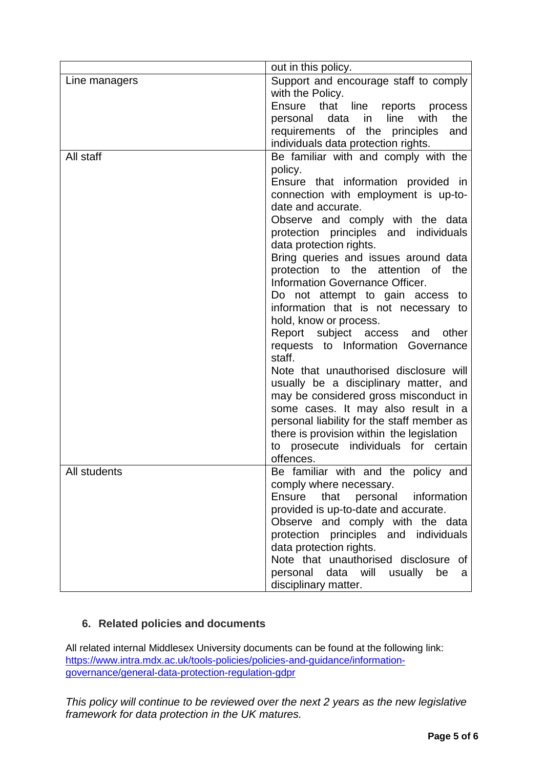| | |
|---|---|
| | out in this policy. |
| Line managers | Support and encourage staff to comply with the Policy.<br>Ensure that line reports process personal data in line with the requirements of the principles and individuals data protection rights. |
| All staff | Be familiar with and comply with the policy.<br>Ensure that information provided in connection with employment is up-to-date and accurate.<br>Observe and comply with the data protection principles and individuals data protection rights.<br>Bring queries and issues around data protection to the attention of the Information Governance Officer.<br>Do not attempt to gain access to information that is not necessary to hold, know or process.<br>Report subject access and other requests to Information Governance staff.<br>Note that unauthorised disclosure will usually be a disciplinary matter, and may be considered gross misconduct in some cases. It may also result in a personal liability for the staff member as there is provision within the legislation to prosecute individuals for certain offences. |
| All students | Be familiar with and the policy and comply where necessary.<br>Ensure that personal information provided is up-to-date and accurate.<br>Observe and comply with the data protection principles and individuals data protection rights.<br>Note that unauthorised disclosure of personal data will usually be a disciplinary matter. |

## 6. Related policies and documents

All related internal Middlesex University documents can be found at the following link: [https://www.intra.mdx.ac.uk/tools-policies/policies-and-guidance/information-governance/general-data-protection-regulation-gdpr](https://www.intra.mdx.ac.uk/tools-policies/policies-and-guidance/information-governance/general-data-protection-regulation-gdpr)

*This policy will continue to be reviewed over the next 2 years as the new legislative framework for data protection in the UK matures.*